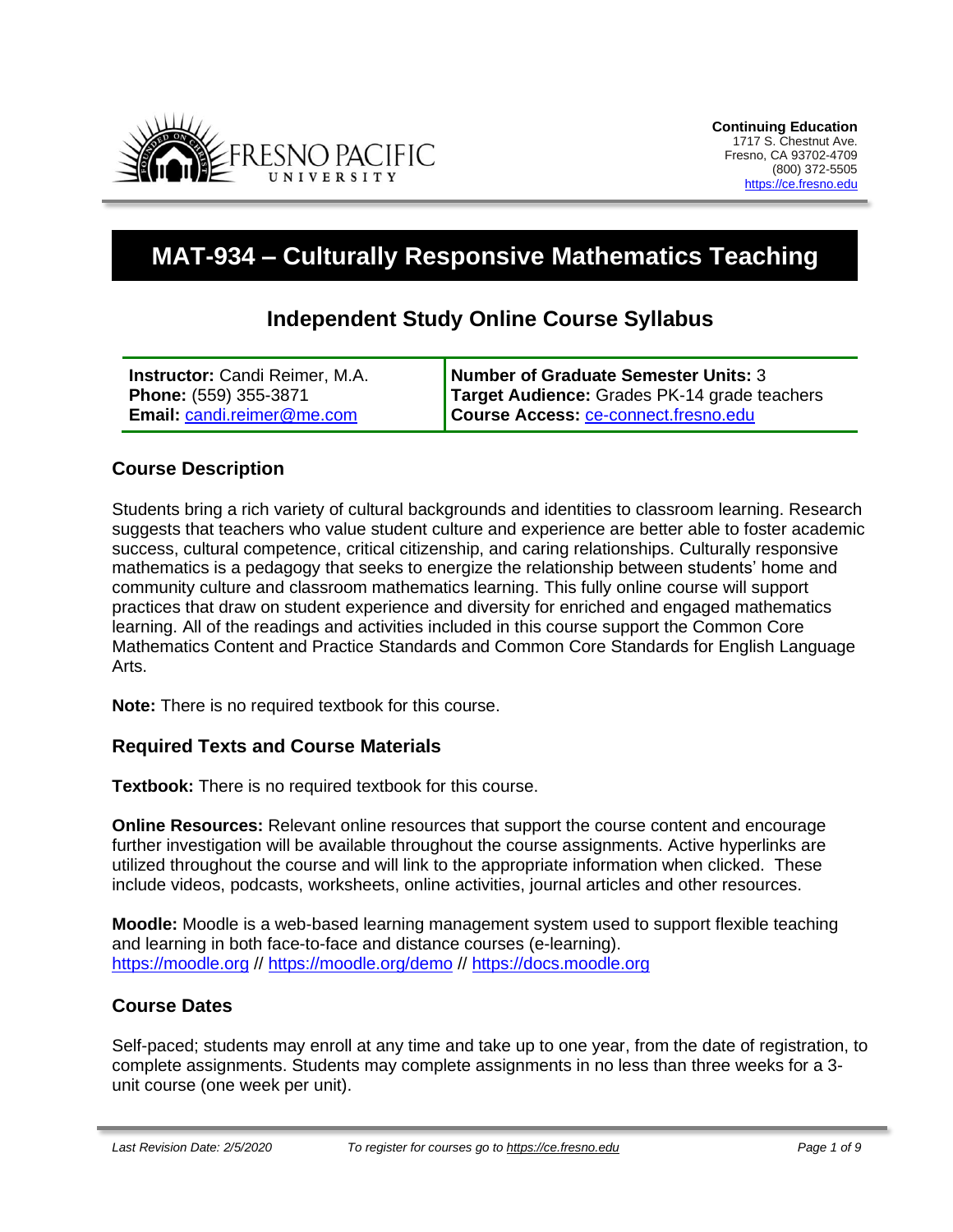**Continuing Education**
1717 S. Chestnut Ave.
Fresno, CA 93702-4709
(800) 372-5505
https://ce.fresno.edu

# MAT-934 – Culturally Responsive Mathematics Teaching

## Independent Study Online Course Syllabus

| | |
|---|---|
| **Instructor:** Candi Reimer, M.A.<br>**Phone:** (559) 355-3871<br>**Email:** candi.reimer@me.com | **Number of Graduate Semester Units:** 3<br>**Target Audience:** Grades PK-14 grade teachers<br>**Course Access:** ce-connect.fresno.edu |

### Course Description

Students bring a rich variety of cultural backgrounds and identities to classroom learning. Research suggests that teachers who value student culture and experience are better able to foster academic success, cultural competence, critical citizenship, and caring relationships. Culturally responsive mathematics is a pedagogy that seeks to energize the relationship between students' home and community culture and classroom mathematics learning. This fully online course will support practices that draw on student experience and diversity for enriched and engaged mathematics learning. All of the readings and activities included in this course support the Common Core Mathematics Content and Practice Standards and Common Core Standards for English Language Arts.

**Note:** There is no required textbook for this course.

### Required Texts and Course Materials

**Textbook:** There is no required textbook for this course.

**Online Resources:** Relevant online resources that support the course content and encourage further investigation will be available throughout the course assignments. Active hyperlinks are utilized throughout the course and will link to the appropriate information when clicked. These include videos, podcasts, worksheets, online activities, journal articles and other resources.

**Moodle:** Moodle is a web-based learning management system used to support flexible teaching and learning in both face-to-face and distance courses (e-learning).
https://moodle.org // https://moodle.org/demo // https://docs.moodle.org

### Course Dates

Self-paced; students may enroll at any time and take up to one year, from the date of registration, to complete assignments. Students may complete assignments in no less than three weeks for a 3-unit course (one week per unit).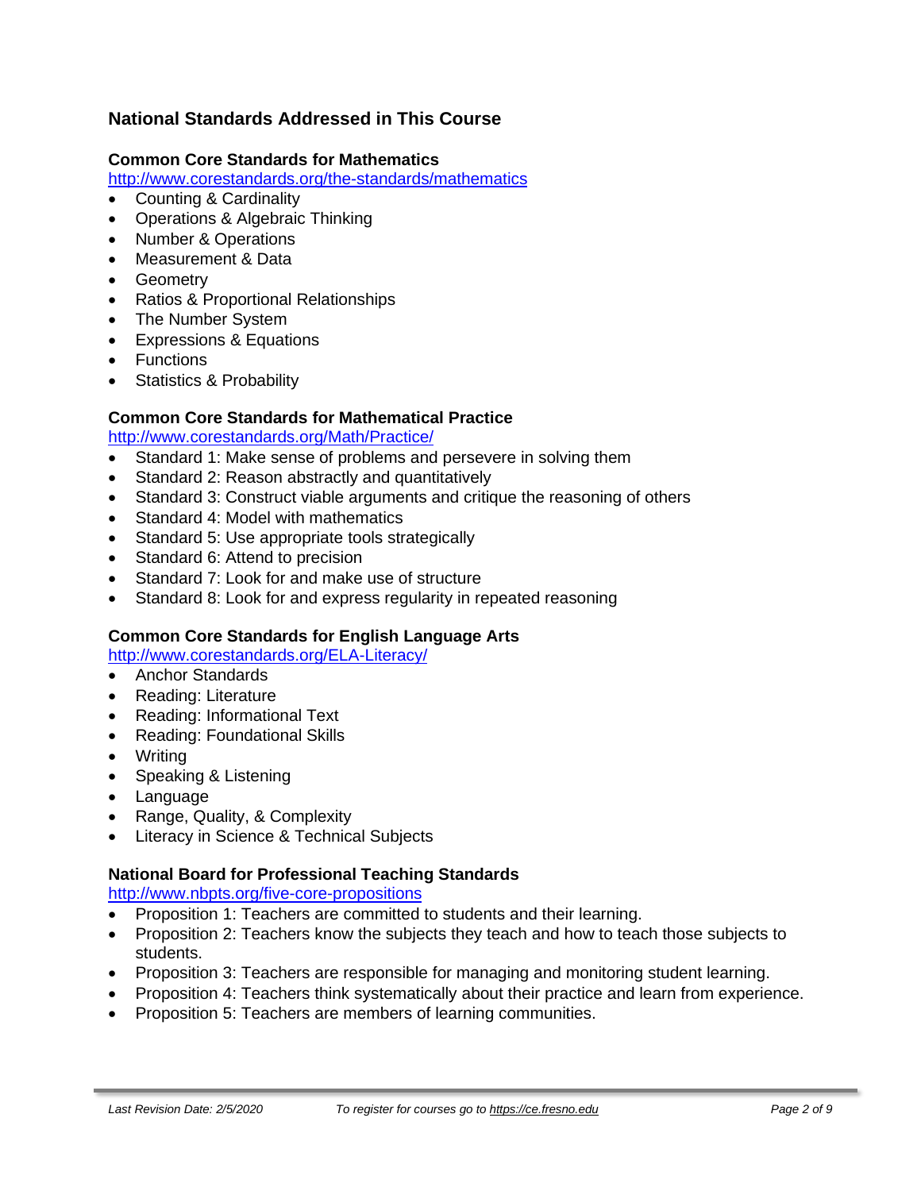## National Standards Addressed in This Course

### Common Core Standards for Mathematics

http://www.corestandards.org/the-standards/mathematics

- Counting & Cardinality
- Operations & Algebraic Thinking
- Number & Operations
- Measurement & Data
- Geometry
- Ratios & Proportional Relationships
- The Number System
- Expressions & Equations
- Functions
- Statistics & Probability

### Common Core Standards for Mathematical Practice

http://www.corestandards.org/Math/Practice/

- Standard 1: Make sense of problems and persevere in solving them
- Standard 2: Reason abstractly and quantitatively
- Standard 3: Construct viable arguments and critique the reasoning of others
- Standard 4: Model with mathematics
- Standard 5: Use appropriate tools strategically
- Standard 6: Attend to precision
- Standard 7: Look for and make use of structure
- Standard 8: Look for and express regularity in repeated reasoning

### Common Core Standards for English Language Arts

http://www.corestandards.org/ELA-Literacy/

- Anchor Standards
- Reading: Literature
- Reading: Informational Text
- Reading: Foundational Skills
- Writing
- Speaking & Listening
- Language
- Range, Quality, & Complexity
- Literacy in Science & Technical Subjects

### National Board for Professional Teaching Standards

http://www.nbpts.org/five-core-propositions

- Proposition 1: Teachers are committed to students and their learning.
- Proposition 2: Teachers know the subjects they teach and how to teach those subjects to students.
- Proposition 3: Teachers are responsible for managing and monitoring student learning.
- Proposition 4: Teachers think systematically about their practice and learn from experience.
- Proposition 5: Teachers are members of learning communities.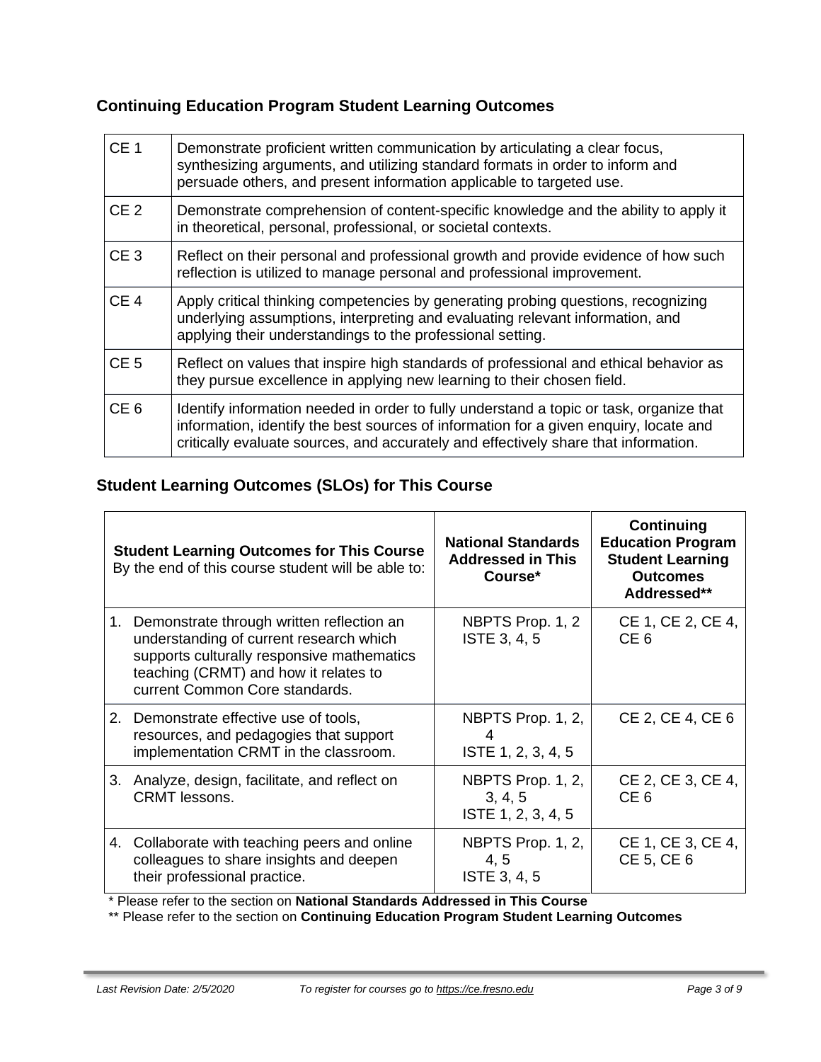## Continuing Education Program Student Learning Outcomes

| | |
|---|---|
| CE 1 | Demonstrate proficient written communication by articulating a clear focus, synthesizing arguments, and utilizing standard formats in order to inform and persuade others, and present information applicable to targeted use. |
| CE 2 | Demonstrate comprehension of content-specific knowledge and the ability to apply it in theoretical, personal, professional, or societal contexts. |
| CE 3 | Reflect on their personal and professional growth and provide evidence of how such reflection is utilized to manage personal and professional improvement. |
| CE 4 | Apply critical thinking competencies by generating probing questions, recognizing underlying assumptions, interpreting and evaluating relevant information, and applying their understandings to the professional setting. |
| CE 5 | Reflect on values that inspire high standards of professional and ethical behavior as they pursue excellence in applying new learning to their chosen field. |
| CE 6 | Identify information needed in order to fully understand a topic or task, organize that information, identify the best sources of information for a given enquiry, locate and critically evaluate sources, and accurately and effectively share that information. |

## Student Learning Outcomes (SLOs) for This Course

| **Student Learning Outcomes for This Course** By the end of this course student will be able to: | **National Standards Addressed in This Course*** | **Continuing Education Program Student Learning Outcomes Addressed**** |
|---|---|---|
| 1. Demonstrate through written reflection an understanding of current research which supports culturally responsive mathematics teaching (CRMT) and how it relates to current Common Core standards. | NBPTS Prop. 1, 2<br>ISTE 3, 4, 5 | CE 1, CE 2, CE 4, CE 6 |
| 2. Demonstrate effective use of tools, resources, and pedagogies that support implementation CRMT in the classroom. | NBPTS Prop. 1, 2, 4<br>ISTE 1, 2, 3, 4, 5 | CE 2, CE 4, CE 6 |
| 3. Analyze, design, facilitate, and reflect on CRMT lessons. | NBPTS Prop. 1, 2, 3, 4, 5<br>ISTE 1, 2, 3, 4, 5 | CE 2, CE 3, CE 4, CE 6 |
| 4. Collaborate with teaching peers and online colleagues to share insights and deepen their professional practice. | NBPTS Prop. 1, 2, 4, 5<br>ISTE 3, 4, 5 | CE 1, CE 3, CE 4, CE 5, CE 6 |

* Please refer to the section on **National Standards Addressed in This Course**

** Please refer to the section on **Continuing Education Program Student Learning Outcomes**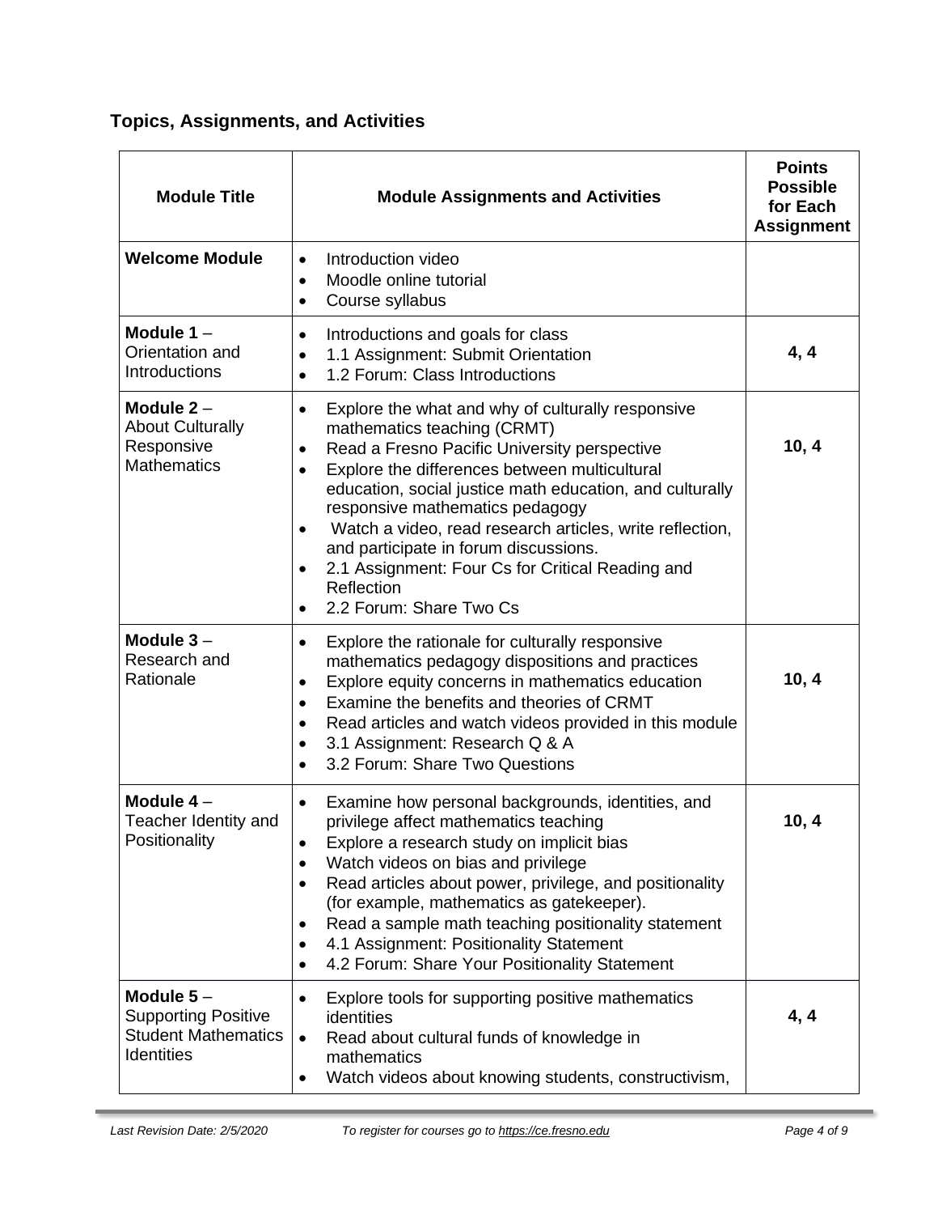### Topics, Assignments, and Activities

| Module Title | Module Assignments and Activities | Points Possible for Each Assignment |
|---|---|---|
| **Welcome Module** | • Introduction video<br>• Moodle online tutorial<br>• Course syllabus | |
| **Module 1** – Orientation and Introductions | • Introductions and goals for class<br>• 1.1 Assignment: Submit Orientation<br>• 1.2 Forum: Class Introductions | **4, 4** |
| **Module 2** – About Culturally Responsive Mathematics | • Explore the what and why of culturally responsive mathematics teaching (CRMT)<br>• Read a Fresno Pacific University perspective<br>• Explore the differences between multicultural education, social justice math education, and culturally responsive mathematics pedagogy<br>• Watch a video, read research articles, write reflection, and participate in forum discussions.<br>• 2.1 Assignment: Four Cs for Critical Reading and Reflection<br>• 2.2 Forum: Share Two Cs | **10, 4** |
| **Module 3** – Research and Rationale | • Explore the rationale for culturally responsive mathematics pedagogy dispositions and practices<br>• Explore equity concerns in mathematics education<br>• Examine the benefits and theories of CRMT<br>• Read articles and watch videos provided in this module<br>• 3.1 Assignment: Research Q & A<br>• 3.2 Forum: Share Two Questions | **10, 4** |
| **Module 4** – Teacher Identity and Positionality | • Examine how personal backgrounds, identities, and privilege affect mathematics teaching<br>• Explore a research study on implicit bias<br>• Watch videos on bias and privilege<br>• Read articles about power, privilege, and positionality (for example, mathematics as gatekeeper).<br>• Read a sample math teaching positionality statement<br>• 4.1 Assignment: Positionality Statement<br>• 4.2 Forum: Share Your Positionality Statement | **10, 4** |
| **Module 5** – Supporting Positive Student Mathematics Identities | • Explore tools for supporting positive mathematics identities<br>• Read about cultural funds of knowledge in mathematics<br>• Watch videos about knowing students, constructivism, | **4, 4** |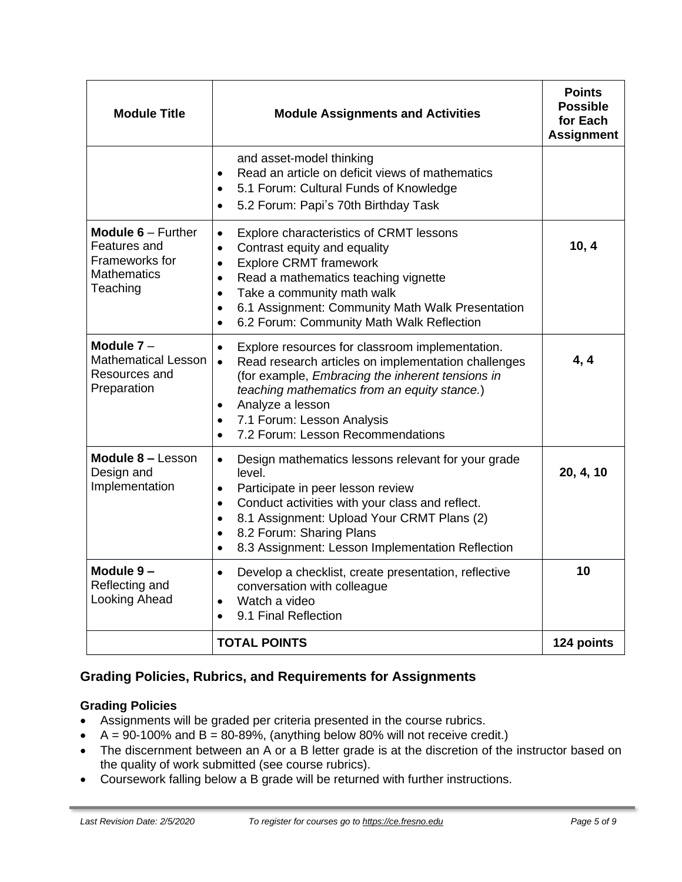| Module Title | Module Assignments and Activities | Points Possible for Each Assignment |
|---|---|---|
| | and asset-model thinking<br>• Read an article on deficit views of mathematics<br>• 5.1 Forum: Cultural Funds of Knowledge<br>• 5.2 Forum: Papi's 70th Birthday Task | |
| **Module 6** – Further Features and Frameworks for Mathematics Teaching | • Explore characteristics of CRMT lessons<br>• Contrast equity and equality<br>• Explore CRMT framework<br>• Read a mathematics teaching vignette<br>• Take a community math walk<br>• 6.1 Assignment: Community Math Walk Presentation<br>• 6.2 Forum: Community Math Walk Reflection | **10, 4** |
| **Module 7** – Mathematical Lesson Resources and Preparation | • Explore resources for classroom implementation.<br>• Read research articles on implementation challenges (for example, *Embracing the inherent tensions in teaching mathematics from an equity stance.*)<br>• Analyze a lesson<br>• 7.1 Forum: Lesson Analysis<br>• 7.2 Forum: Lesson Recommendations | **4, 4** |
| **Module 8 –** Lesson Design and Implementation | • Design mathematics lessons relevant for your grade level.<br>• Participate in peer lesson review<br>• Conduct activities with your class and reflect.<br>• 8.1 Assignment: Upload Your CRMT Plans (2)<br>• 8.2 Forum: Sharing Plans<br>• 8.3 Assignment: Lesson Implementation Reflection | **20, 4, 10** |
| **Module 9 –** Reflecting and Looking Ahead | • Develop a checklist, create presentation, reflective conversation with colleague<br>• Watch a video<br>• 9.1 Final Reflection | **10** |
| | **TOTAL POINTS** | **124 points** |

## Grading Policies, Rubrics, and Requirements for Assignments

### Grading Policies

- Assignments will be graded per criteria presented in the course rubrics.
- A = 90-100% and B = 80-89%, (anything below 80% will not receive credit.)
- The discernment between an A or a B letter grade is at the discretion of the instructor based on the quality of work submitted (see course rubrics).
- Coursework falling below a B grade will be returned with further instructions.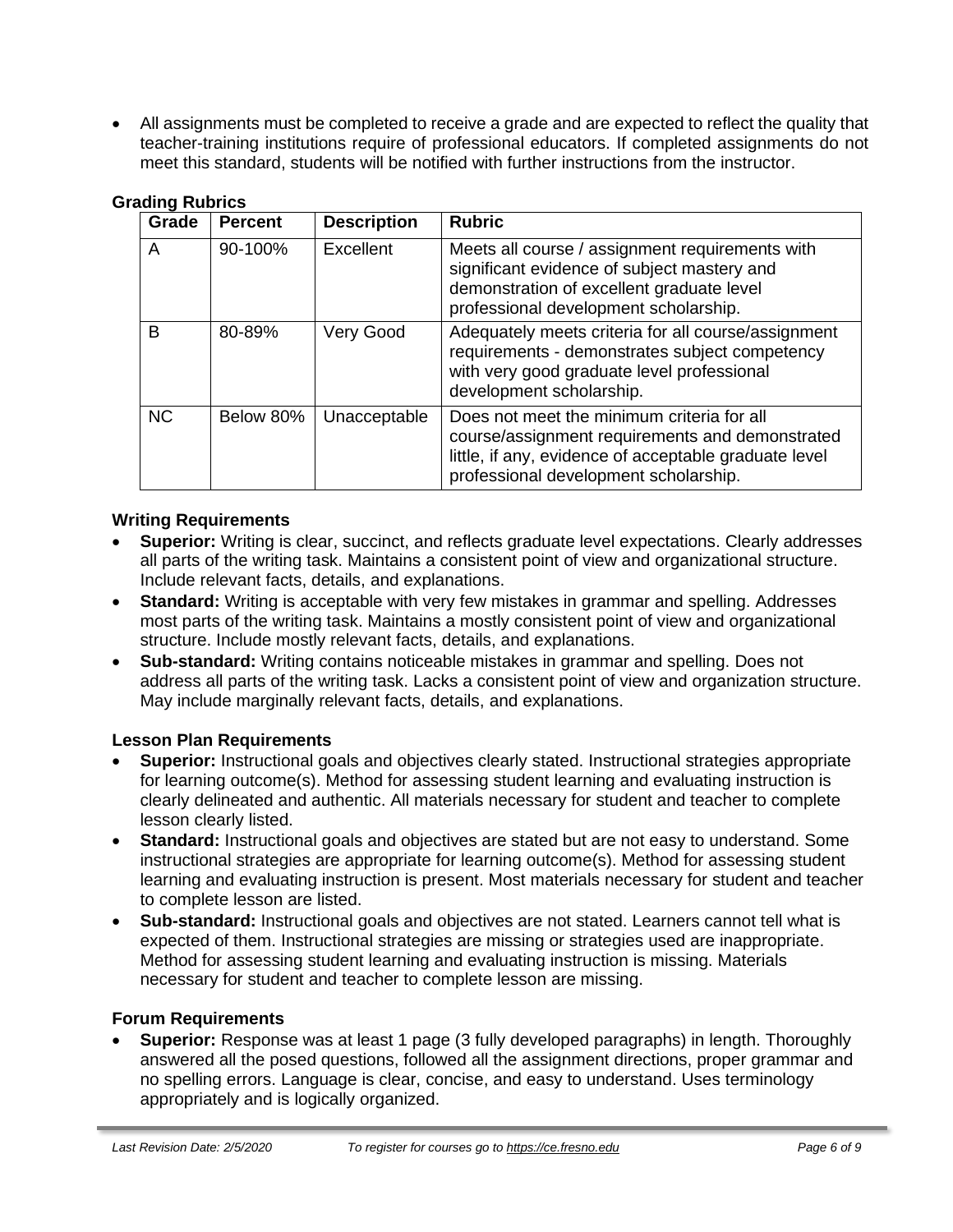- All assignments must be completed to receive a grade and are expected to reflect the quality that teacher-training institutions require of professional educators. If completed assignments do not meet this standard, students will be notified with further instructions from the instructor.

### Grading Rubrics

| Grade | Percent | Description | Rubric |
|---|---|---|---|
| A | 90-100% | Excellent | Meets all course / assignment requirements with significant evidence of subject mastery and demonstration of excellent graduate level professional development scholarship. |
| B | 80-89% | Very Good | Adequately meets criteria for all course/assignment requirements - demonstrates subject competency with very good graduate level professional development scholarship. |
| NC | Below 80% | Unacceptable | Does not meet the minimum criteria for all course/assignment requirements and demonstrated little, if any, evidence of acceptable graduate level professional development scholarship. |

### Writing Requirements

- **Superior:** Writing is clear, succinct, and reflects graduate level expectations. Clearly addresses all parts of the writing task. Maintains a consistent point of view and organizational structure. Include relevant facts, details, and explanations.
- **Standard:** Writing is acceptable with very few mistakes in grammar and spelling. Addresses most parts of the writing task. Maintains a mostly consistent point of view and organizational structure. Include mostly relevant facts, details, and explanations.
- **Sub-standard:** Writing contains noticeable mistakes in grammar and spelling. Does not address all parts of the writing task. Lacks a consistent point of view and organization structure. May include marginally relevant facts, details, and explanations.

### Lesson Plan Requirements

- **Superior:** Instructional goals and objectives clearly stated. Instructional strategies appropriate for learning outcome(s). Method for assessing student learning and evaluating instruction is clearly delineated and authentic. All materials necessary for student and teacher to complete lesson clearly listed.
- **Standard:** Instructional goals and objectives are stated but are not easy to understand. Some instructional strategies are appropriate for learning outcome(s). Method for assessing student learning and evaluating instruction is present. Most materials necessary for student and teacher to complete lesson are listed.
- **Sub-standard:** Instructional goals and objectives are not stated. Learners cannot tell what is expected of them. Instructional strategies are missing or strategies used are inappropriate. Method for assessing student learning and evaluating instruction is missing. Materials necessary for student and teacher to complete lesson are missing.

### Forum Requirements

- **Superior:** Response was at least 1 page (3 fully developed paragraphs) in length. Thoroughly answered all the posed questions, followed all the assignment directions, proper grammar and no spelling errors. Language is clear, concise, and easy to understand. Uses terminology appropriately and is logically organized.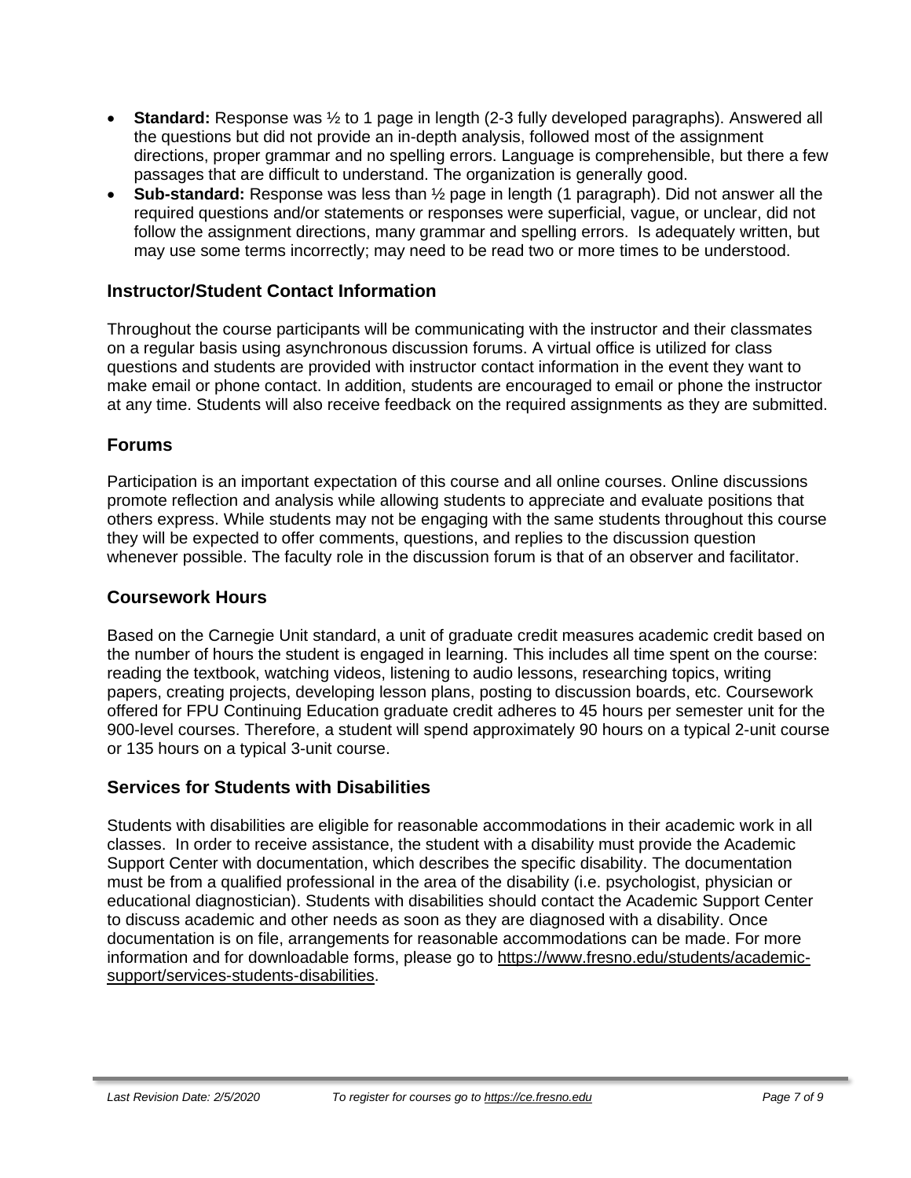- **Standard:** Response was ½ to 1 page in length (2-3 fully developed paragraphs). Answered all the questions but did not provide an in-depth analysis, followed most of the assignment directions, proper grammar and no spelling errors. Language is comprehensible, but there a few passages that are difficult to understand. The organization is generally good.
- **Sub-standard:** Response was less than ½ page in length (1 paragraph). Did not answer all the required questions and/or statements or responses were superficial, vague, or unclear, did not follow the assignment directions, many grammar and spelling errors. Is adequately written, but may use some terms incorrectly; may need to be read two or more times to be understood.

## Instructor/Student Contact Information

Throughout the course participants will be communicating with the instructor and their classmates on a regular basis using asynchronous discussion forums. A virtual office is utilized for class questions and students are provided with instructor contact information in the event they want to make email or phone contact. In addition, students are encouraged to email or phone the instructor at any time. Students will also receive feedback on the required assignments as they are submitted.

## Forums

Participation is an important expectation of this course and all online courses. Online discussions promote reflection and analysis while allowing students to appreciate and evaluate positions that others express. While students may not be engaging with the same students throughout this course they will be expected to offer comments, questions, and replies to the discussion question whenever possible. The faculty role in the discussion forum is that of an observer and facilitator.

## Coursework Hours

Based on the Carnegie Unit standard, a unit of graduate credit measures academic credit based on the number of hours the student is engaged in learning. This includes all time spent on the course: reading the textbook, watching videos, listening to audio lessons, researching topics, writing papers, creating projects, developing lesson plans, posting to discussion boards, etc. Coursework offered for FPU Continuing Education graduate credit adheres to 45 hours per semester unit for the 900-level courses. Therefore, a student will spend approximately 90 hours on a typical 2-unit course or 135 hours on a typical 3-unit course.

## Services for Students with Disabilities

Students with disabilities are eligible for reasonable accommodations in their academic work in all classes. In order to receive assistance, the student with a disability must provide the Academic Support Center with documentation, which describes the specific disability. The documentation must be from a qualified professional in the area of the disability (i.e. psychologist, physician or educational diagnostician). Students with disabilities should contact the Academic Support Center to discuss academic and other needs as soon as they are diagnosed with a disability. Once documentation is on file, arrangements for reasonable accommodations can be made. For more information and for downloadable forms, please go to https://www.fresno.edu/students/academic-support/services-students-disabilities.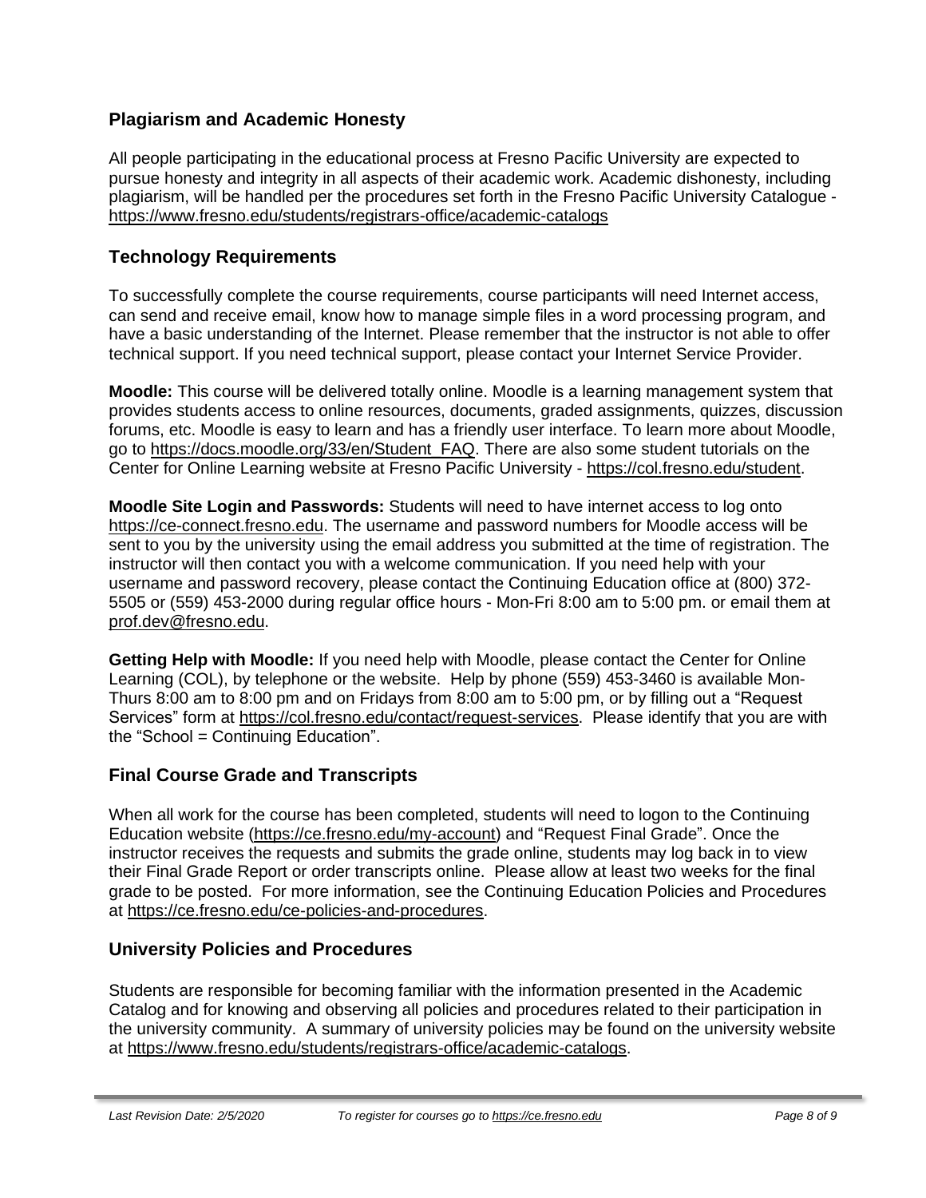## Plagiarism and Academic Honesty

All people participating in the educational process at Fresno Pacific University are expected to pursue honesty and integrity in all aspects of their academic work. Academic dishonesty, including plagiarism, will be handled per the procedures set forth in the Fresno Pacific University Catalogue - https://www.fresno.edu/students/registrars-office/academic-catalogs

## Technology Requirements

To successfully complete the course requirements, course participants will need Internet access, can send and receive email, know how to manage simple files in a word processing program, and have a basic understanding of the Internet. Please remember that the instructor is not able to offer technical support. If you need technical support, please contact your Internet Service Provider.

**Moodle:** This course will be delivered totally online. Moodle is a learning management system that provides students access to online resources, documents, graded assignments, quizzes, discussion forums, etc. Moodle is easy to learn and has a friendly user interface. To learn more about Moodle, go to https://docs.moodle.org/33/en/Student_FAQ. There are also some student tutorials on the Center for Online Learning website at Fresno Pacific University - https://col.fresno.edu/student.

**Moodle Site Login and Passwords:** Students will need to have internet access to log onto https://ce-connect.fresno.edu. The username and password numbers for Moodle access will be sent to you by the university using the email address you submitted at the time of registration. The instructor will then contact you with a welcome communication. If you need help with your username and password recovery, please contact the Continuing Education office at (800) 372-5505 or (559) 453-2000 during regular office hours - Mon-Fri 8:00 am to 5:00 pm. or email them at prof.dev@fresno.edu.

**Getting Help with Moodle:** If you need help with Moodle, please contact the Center for Online Learning (COL), by telephone or the website. Help by phone (559) 453-3460 is available Mon-Thurs 8:00 am to 8:00 pm and on Fridays from 8:00 am to 5:00 pm, or by filling out a "Request Services" form at https://col.fresno.edu/contact/request-services. Please identify that you are with the "School = Continuing Education".

## Final Course Grade and Transcripts

When all work for the course has been completed, students will need to logon to the Continuing Education website (https://ce.fresno.edu/my-account) and "Request Final Grade". Once the instructor receives the requests and submits the grade online, students may log back in to view their Final Grade Report or order transcripts online. Please allow at least two weeks for the final grade to be posted. For more information, see the Continuing Education Policies and Procedures at https://ce.fresno.edu/ce-policies-and-procedures.

## University Policies and Procedures

Students are responsible for becoming familiar with the information presented in the Academic Catalog and for knowing and observing all policies and procedures related to their participation in the university community. A summary of university policies may be found on the university website at https://www.fresno.edu/students/registrars-office/academic-catalogs.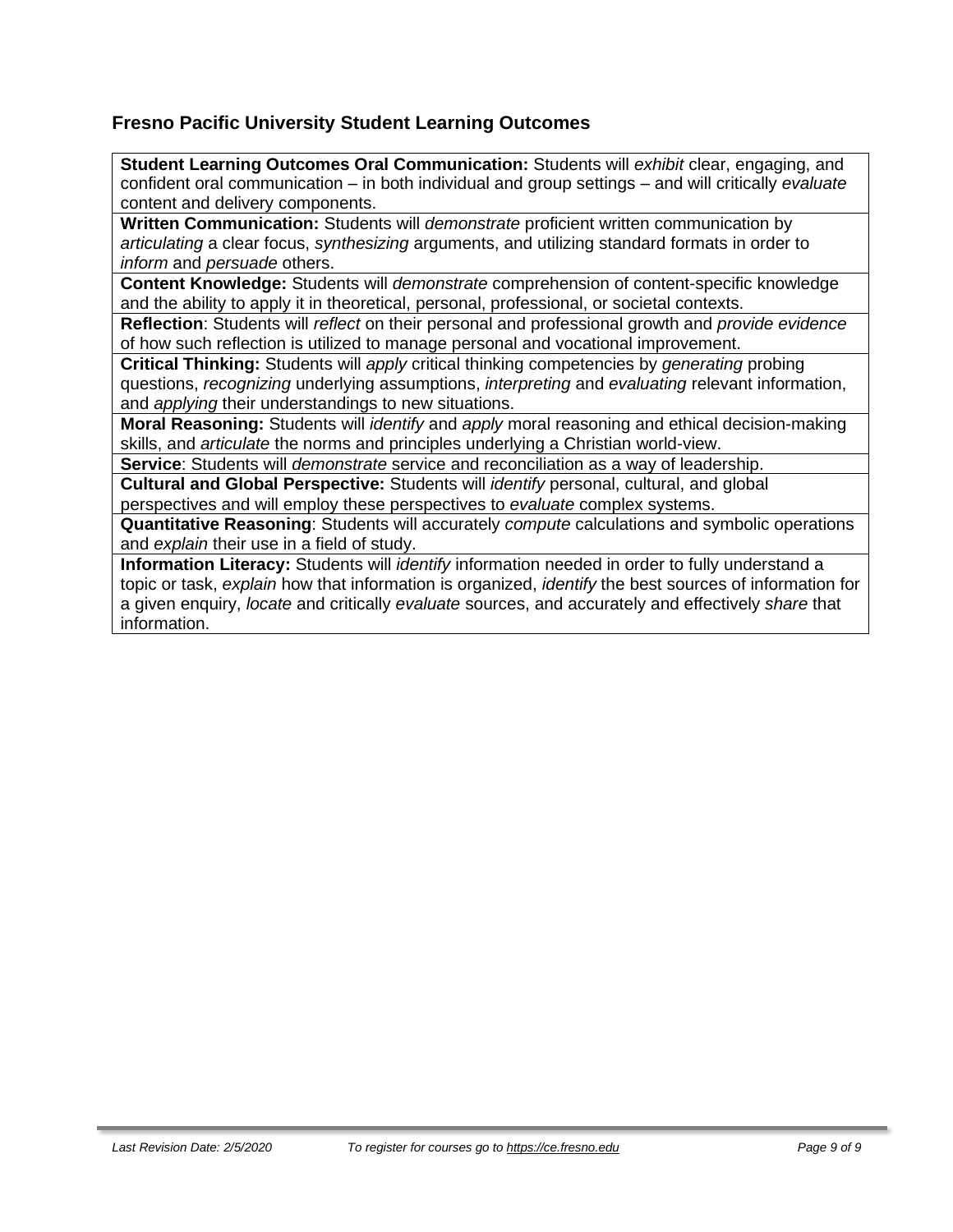## Fresno Pacific University Student Learning Outcomes

| |
|---|
| **Student Learning Outcomes Oral Communication:** Students will *exhibit* clear, engaging, and confident oral communication – in both individual and group settings – and will critically *evaluate* content and delivery components. |
| **Written Communication:** Students will *demonstrate* proficient written communication by *articulating* a clear focus, *synthesizing* arguments, and utilizing standard formats in order to *inform* and *persuade* others. |
| **Content Knowledge:** Students will *demonstrate* comprehension of content-specific knowledge and the ability to apply it in theoretical, personal, professional, or societal contexts. |
| **Reflection**: Students will *reflect* on their personal and professional growth and *provide evidence* of how such reflection is utilized to manage personal and vocational improvement. |
| **Critical Thinking:** Students will *apply* critical thinking competencies by *generating* probing questions, *recognizing* underlying assumptions, *interpreting* and *evaluating* relevant information, and *applying* their understandings to new situations. |
| **Moral Reasoning:** Students will *identify* and *apply* moral reasoning and ethical decision-making skills, and *articulate* the norms and principles underlying a Christian world-view. |
| **Service**: Students will *demonstrate* service and reconciliation as a way of leadership. |
| **Cultural and Global Perspective:** Students will *identify* personal, cultural, and global perspectives and will employ these perspectives to *evaluate* complex systems. |
| **Quantitative Reasoning**: Students will accurately *compute* calculations and symbolic operations and *explain* their use in a field of study. |
| **Information Literacy:** Students will *identify* information needed in order to fully understand a topic or task, *explain* how that information is organized, *identify* the best sources of information for a given enquiry, *locate* and critically *evaluate* sources, and accurately and effectively *share* that information. |